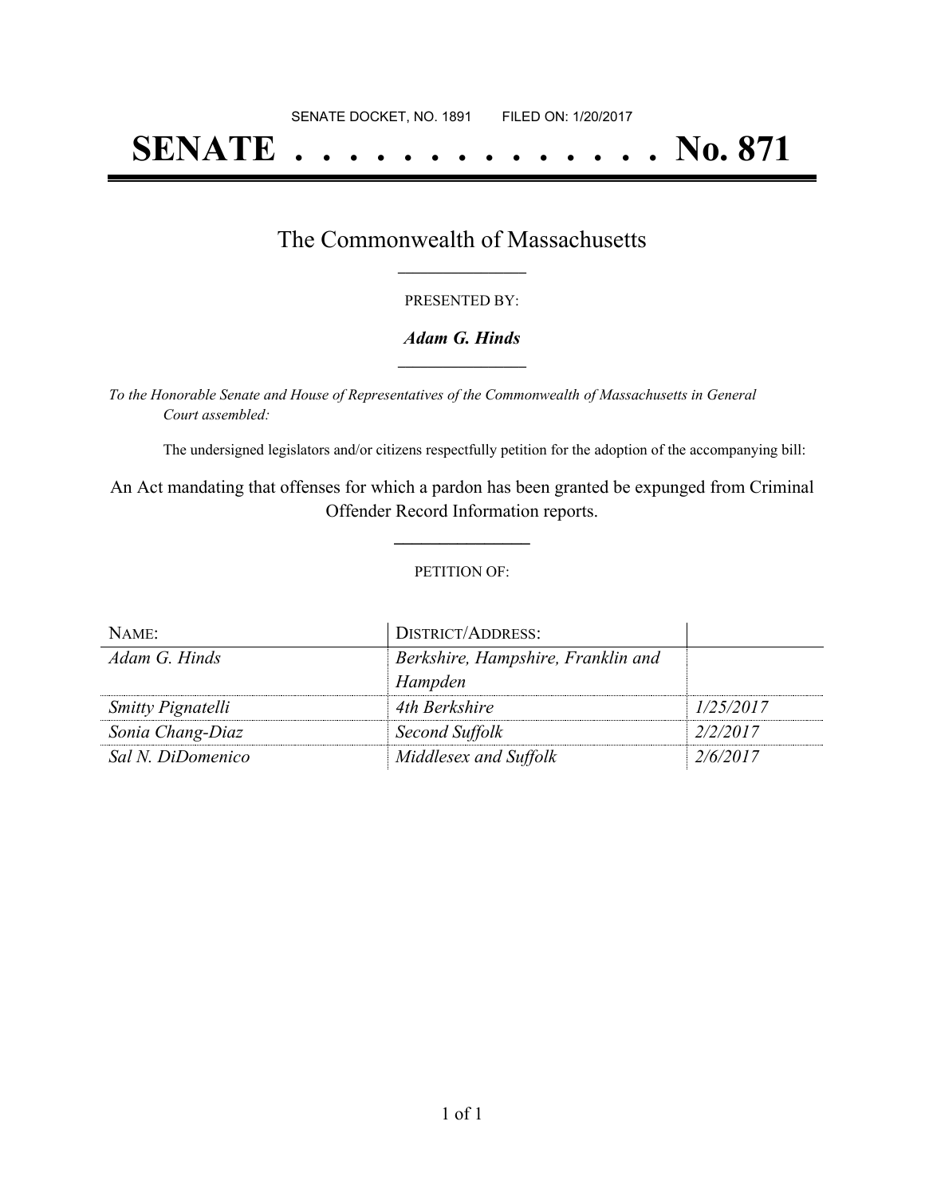SENATE DOCKET, NO. 1891        FILED ON: 1/20/2017

# SENATE . . . . . . . . . . . . . . No. 871

## The Commonwealth of Massachusetts

PRESENTED BY:

***Adam G. Hinds***

*To the Honorable Senate and House of Representatives of the Commonwealth of Massachusetts in General Court assembled:*

The undersigned legislators and/or citizens respectfully petition for the adoption of the accompanying bill:

An Act mandating that offenses for which a pardon has been granted be expunged from Criminal Offender Record Information reports.

PETITION OF:

| NAME: | DISTRICT/ADDRESS: | |
|---|---|---|
| *Adam G. Hinds* | *Berkshire, Hampshire, Franklin and Hampden* | |
| *Smitty Pignatelli* | *4th Berkshire* | *1/25/2017* |
| *Sonia Chang-Diaz* | *Second Suffolk* | *2/2/2017* |
| *Sal N. DiDomenico* | *Middlesex and Suffolk* | *2/6/2017* |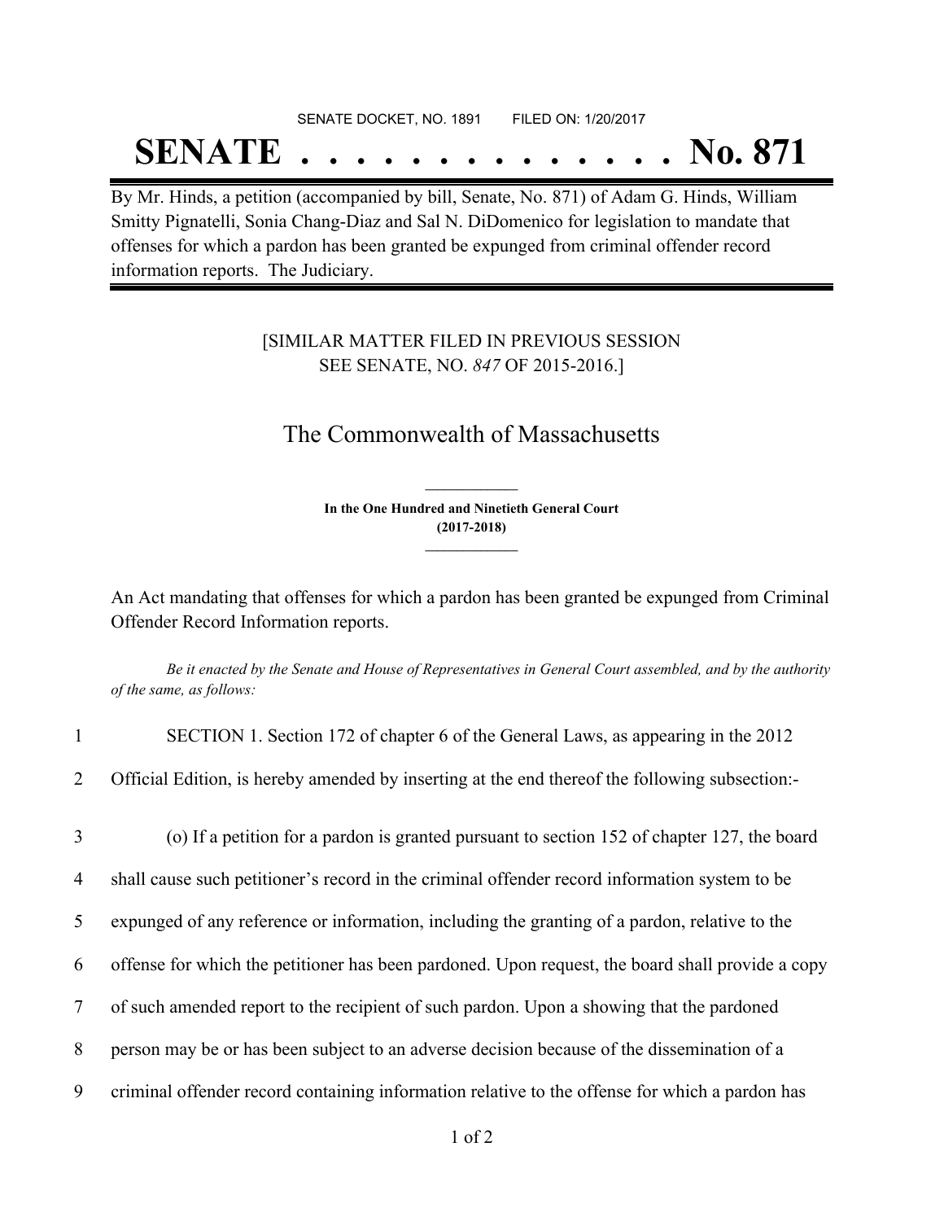SENATE DOCKET, NO. 1891 FILED ON: 1/20/2017

# SENATE . . . . . . . . . . . . . . No. 871

By Mr. Hinds, a petition (accompanied by bill, Senate, No. 871) of Adam G. Hinds, William Smitty Pignatelli, Sonia Chang-Diaz and Sal N. DiDomenico for legislation to mandate that offenses for which a pardon has been granted be expunged from criminal offender record information reports. The Judiciary.

[SIMILAR MATTER FILED IN PREVIOUS SESSION SEE SENATE, NO. *847* OF 2015-2016.]

## The Commonwealth of Massachusetts

**In the One Hundred and Ninetieth General Court (2017-2018)**

An Act mandating that offenses for which a pardon has been granted be expunged from Criminal Offender Record Information reports.

*Be it enacted by the Senate and House of Representatives in General Court assembled, and by the authority of the same, as follows:*

1 SECTION 1. Section 172 of chapter 6 of the General Laws, as appearing in the 2012
2 Official Edition, is hereby amended by inserting at the end thereof the following subsection:-

3 (o) If a petition for a pardon is granted pursuant to section 152 of chapter 127, the board
4 shall cause such petitioner's record in the criminal offender record information system to be
5 expunged of any reference or information, including the granting of a pardon, relative to the
6 offense for which the petitioner has been pardoned. Upon request, the board shall provide a copy
7 of such amended report to the recipient of such pardon. Upon a showing that the pardoned
8 person may be or has been subject to an adverse decision because of the dissemination of a
9 criminal offender record containing information relative to the offense for which a pardon has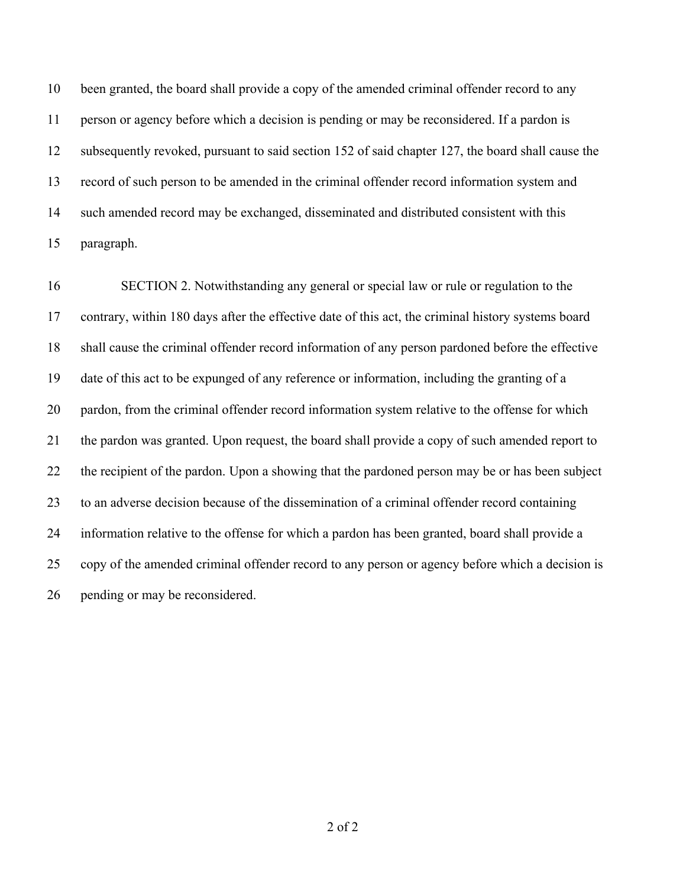been granted, the board shall provide a copy of the amended criminal offender record to any person or agency before which a decision is pending or may be reconsidered. If a pardon is subsequently revoked, pursuant to said section 152 of said chapter 127, the board shall cause the record of such person to be amended in the criminal offender record information system and such amended record may be exchanged, disseminated and distributed consistent with this paragraph.

SECTION 2. Notwithstanding any general or special law or rule or regulation to the contrary, within 180 days after the effective date of this act, the criminal history systems board shall cause the criminal offender record information of any person pardoned before the effective date of this act to be expunged of any reference or information, including the granting of a pardon, from the criminal offender record information system relative to the offense for which the pardon was granted. Upon request, the board shall provide a copy of such amended report to the recipient of the pardon. Upon a showing that the pardoned person may be or has been subject to an adverse decision because of the dissemination of a criminal offender record containing information relative to the offense for which a pardon has been granted, board shall provide a copy of the amended criminal offender record to any person or agency before which a decision is pending or may be reconsidered.